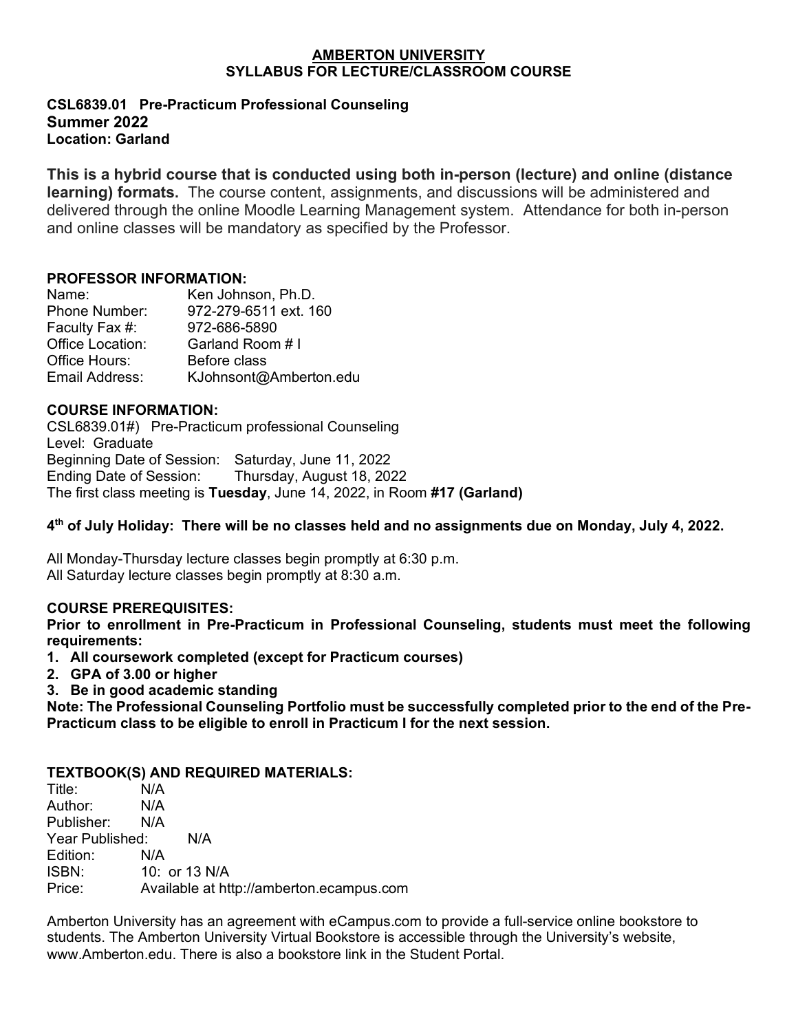# AMBERTON UNIVERSITY
## SYLLABUS FOR LECTURE/CLASSROOM COURSE

**CSL6839.01 Pre-Practicum Professional Counseling**
**Summer 2022**
**Location: Garland**

**This is a hybrid course that is conducted using both in-person (lecture) and online (distance learning) formats.** The course content, assignments, and discussions will be administered and delivered through the online Moodle Learning Management system. Attendance for both in-person and online classes will be mandatory as specified by the Professor.

### PROFESSOR INFORMATION:

Name: Ken Johnson, Ph.D.
Phone Number: 972-279-6511 ext. 160
Faculty Fax #: 972-686-5890
Office Location: Garland Room # I
Office Hours: Before class
Email Address: KJohnsont@Amberton.edu

### COURSE INFORMATION:

CSL6839.01#) Pre-Practicum professional Counseling
Level: Graduate
Beginning Date of Session: Saturday, June 11, 2022
Ending Date of Session: Thursday, August 18, 2022
The first class meeting is **Tuesday**, June 14, 2022, in Room **#17 (Garland)**

**4th of July Holiday: There will be no classes held and no assignments due on Monday, July 4, 2022.**

All Monday-Thursday lecture classes begin promptly at 6:30 p.m.
All Saturday lecture classes begin promptly at 8:30 a.m.

### COURSE PREREQUISITES:

**Prior to enrollment in Pre-Practicum in Professional Counseling, students must meet the following requirements:**

1. **All coursework completed (except for Practicum courses)**
2. **GPA of 3.00 or higher**
3. **Be in good academic standing**

**Note: The Professional Counseling Portfolio must be successfully completed prior to the end of the Pre-Practicum class to be eligible to enroll in Practicum I for the next session.**

### TEXTBOOK(S) AND REQUIRED MATERIALS:

Title: N/A
Author: N/A
Publisher: N/A
Year Published: N/A
Edition: N/A
ISBN: 10: or 13 N/A
Price: Available at http://amberton.ecampus.com

Amberton University has an agreement with eCampus.com to provide a full-service online bookstore to students. The Amberton University Virtual Bookstore is accessible through the University's website, www.Amberton.edu. There is also a bookstore link in the Student Portal.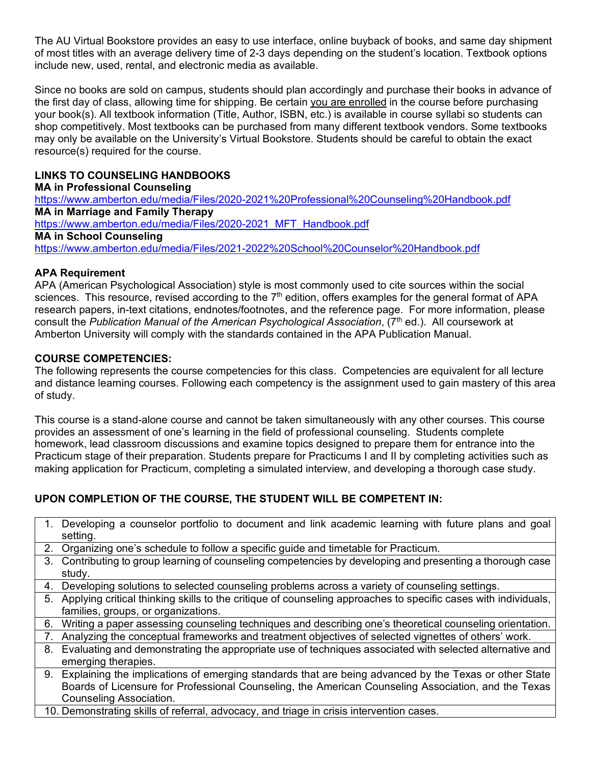The AU Virtual Bookstore provides an easy to use interface, online buyback of books, and same day shipment of most titles with an average delivery time of 2-3 days depending on the student's location. Textbook options include new, used, rental, and electronic media as available.

Since no books are sold on campus, students should plan accordingly and purchase their books in advance of the first day of class, allowing time for shipping. Be certain you are enrolled in the course before purchasing your book(s). All textbook information (Title, Author, ISBN, etc.) is available in course syllabi so students can shop competitively. Most textbooks can be purchased from many different textbook vendors. Some textbooks may only be available on the University's Virtual Bookstore. Students should be careful to obtain the exact resource(s) required for the course.

**LINKS TO COUNSELING HANDBOOKS**

**MA in Professional Counseling**
https://www.amberton.edu/media/Files/2020-2021%20Professional%20Counseling%20Handbook.pdf

**MA in Marriage and Family Therapy**
https://www.amberton.edu/media/Files/2020-2021_MFT_Handbook.pdf

**MA in School Counseling**
https://www.amberton.edu/media/Files/2021-2022%20School%20Counselor%20Handbook.pdf

**APA Requirement**

APA (American Psychological Association) style is most commonly used to cite sources within the social sciences. This resource, revised according to the 7th edition, offers examples for the general format of APA research papers, in-text citations, endnotes/footnotes, and the reference page. For more information, please consult the *Publication Manual of the American Psychological Association*, (7th ed.). All coursework at Amberton University will comply with the standards contained in the APA Publication Manual.

**COURSE COMPETENCIES:**

The following represents the course competencies for this class. Competencies are equivalent for all lecture and distance learning courses. Following each competency is the assignment used to gain mastery of this area of study.

This course is a stand-alone course and cannot be taken simultaneously with any other courses. This course provides an assessment of one's learning in the field of professional counseling. Students complete homework, lead classroom discussions and examine topics designed to prepare them for entrance into the Practicum stage of their preparation. Students prepare for Practicums I and II by completing activities such as making application for Practicum, completing a simulated interview, and developing a thorough case study.

**UPON COMPLETION OF THE COURSE, THE STUDENT WILL BE COMPETENT IN:**

1. Developing a counselor portfolio to document and link academic learning with future plans and goal setting.
2. Organizing one's schedule to follow a specific guide and timetable for Practicum.
3. Contributing to group learning of counseling competencies by developing and presenting a thorough case study.
4. Developing solutions to selected counseling problems across a variety of counseling settings.
5. Applying critical thinking skills to the critique of counseling approaches to specific cases with individuals, families, groups, or organizations.
6. Writing a paper assessing counseling techniques and describing one's theoretical counseling orientation.
7. Analyzing the conceptual frameworks and treatment objectives of selected vignettes of others' work.
8. Evaluating and demonstrating the appropriate use of techniques associated with selected alternative and emerging therapies.
9. Explaining the implications of emerging standards that are being advanced by the Texas or other State Boards of Licensure for Professional Counseling, the American Counseling Association, and the Texas Counseling Association.
10. Demonstrating skills of referral, advocacy, and triage in crisis intervention cases.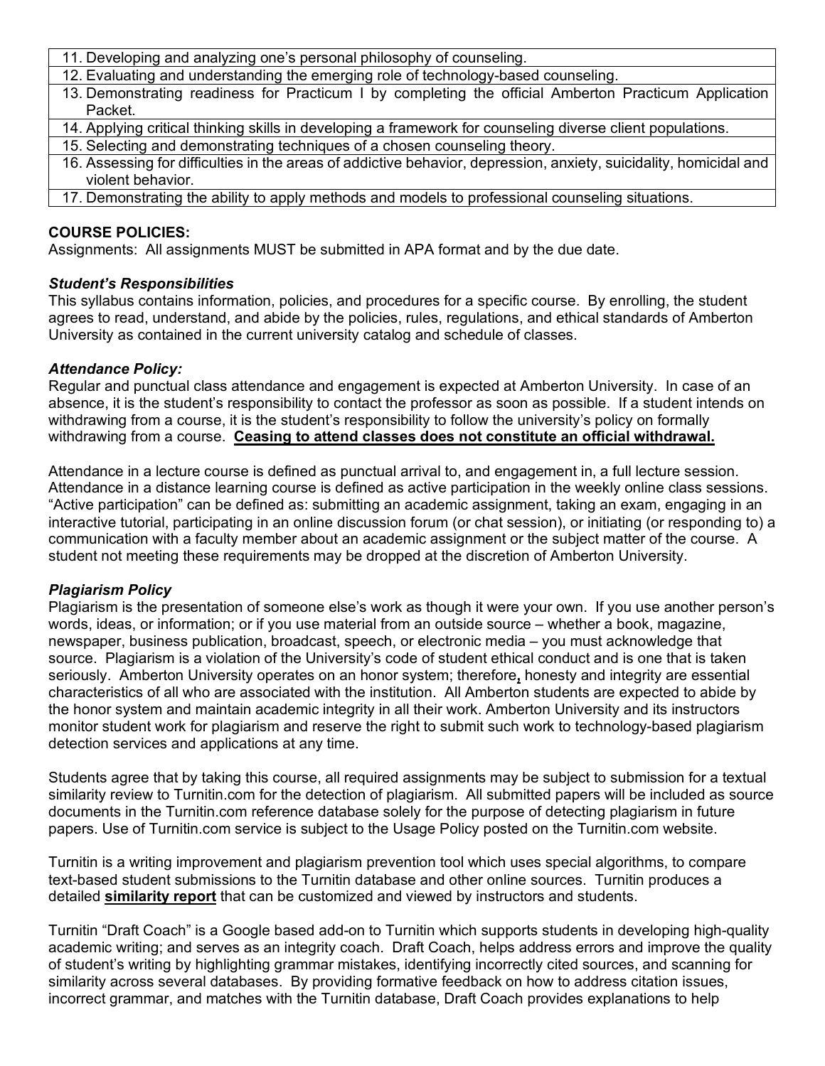| |
|---|
| 11. Developing and analyzing one's personal philosophy of counseling. |
| 12. Evaluating and understanding the emerging role of technology-based counseling. |
| 13. Demonstrating readiness for Practicum I by completing the official Amberton Practicum Application Packet. |
| 14. Applying critical thinking skills in developing a framework for counseling diverse client populations. |
| 15. Selecting and demonstrating techniques of a chosen counseling theory. |
| 16. Assessing for difficulties in the areas of addictive behavior, depression, anxiety, suicidality, homicidal and violent behavior. |
| 17. Demonstrating the ability to apply methods and models to professional counseling situations. |

**COURSE POLICIES:**
Assignments: All assignments MUST be submitted in APA format and by the due date.

***Student's Responsibilities***
This syllabus contains information, policies, and procedures for a specific course. By enrolling, the student agrees to read, understand, and abide by the policies, rules, regulations, and ethical standards of Amberton University as contained in the current university catalog and schedule of classes.

***Attendance Policy:***
Regular and punctual class attendance and engagement is expected at Amberton University. In case of an absence, it is the student's responsibility to contact the professor as soon as possible. If a student intends on withdrawing from a course, it is the student's responsibility to follow the university's policy on formally withdrawing from a course. **Ceasing to attend classes does not constitute an official withdrawal.**

Attendance in a lecture course is defined as punctual arrival to, and engagement in, a full lecture session. Attendance in a distance learning course is defined as active participation in the weekly online class sessions. "Active participation" can be defined as: submitting an academic assignment, taking an exam, engaging in an interactive tutorial, participating in an online discussion forum (or chat session), or initiating (or responding to) a communication with a faculty member about an academic assignment or the subject matter of the course. A student not meeting these requirements may be dropped at the discretion of Amberton University.

***Plagiarism Policy***
Plagiarism is the presentation of someone else's work as though it were your own. If you use another person's words, ideas, or information; or if you use material from an outside source – whether a book, magazine, newspaper, business publication, broadcast, speech, or electronic media – you must acknowledge that source. Plagiarism is a violation of the University's code of student ethical conduct and is one that is taken seriously. Amberton University operates on an honor system; therefore**,** honesty and integrity are essential characteristics of all who are associated with the institution. All Amberton students are expected to abide by the honor system and maintain academic integrity in all their work. Amberton University and its instructors monitor student work for plagiarism and reserve the right to submit such work to technology-based plagiarism detection services and applications at any time.

Students agree that by taking this course, all required assignments may be subject to submission for a textual similarity review to Turnitin.com for the detection of plagiarism. All submitted papers will be included as source documents in the Turnitin.com reference database solely for the purpose of detecting plagiarism in future papers. Use of Turnitin.com service is subject to the Usage Policy posted on the Turnitin.com website.

Turnitin is a writing improvement and plagiarism prevention tool which uses special algorithms, to compare text-based student submissions to the Turnitin database and other online sources. Turnitin produces a detailed **similarity report** that can be customized and viewed by instructors and students.

Turnitin "Draft Coach" is a Google based add-on to Turnitin which supports students in developing high-quality academic writing; and serves as an integrity coach. Draft Coach, helps address errors and improve the quality of student's writing by highlighting grammar mistakes, identifying incorrectly cited sources, and scanning for similarity across several databases. By providing formative feedback on how to address citation issues, incorrect grammar, and matches with the Turnitin database, Draft Coach provides explanations to help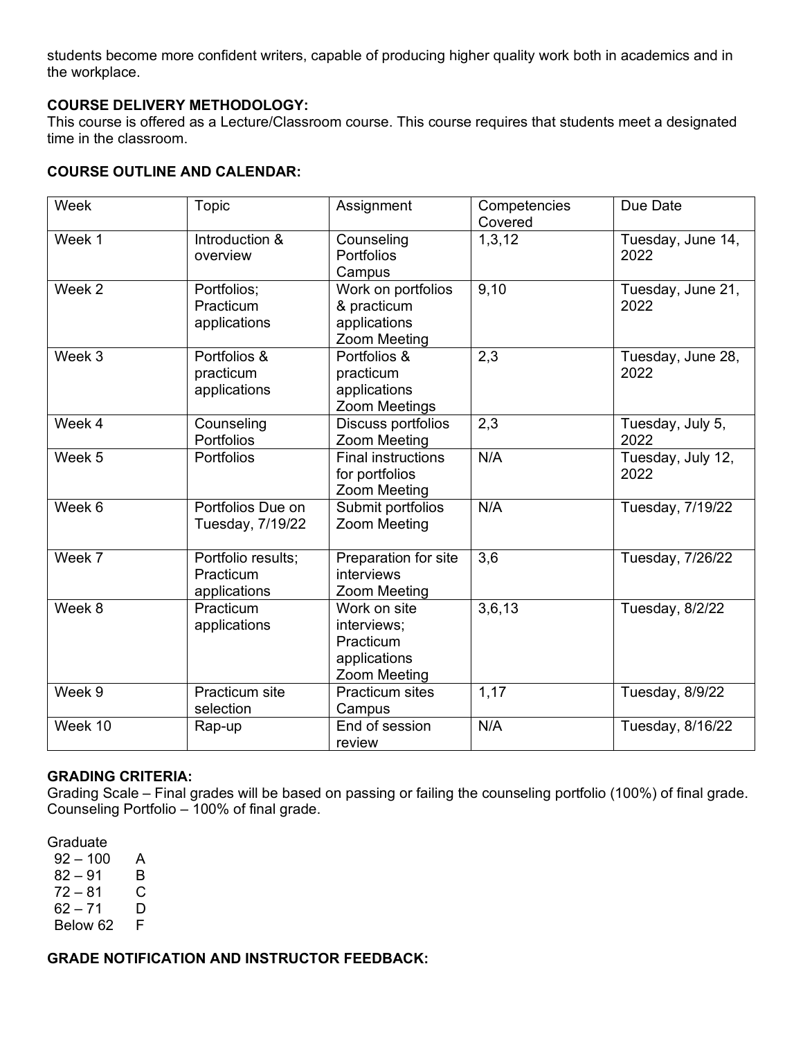students become more confident writers, capable of producing higher quality work both in academics and in the workplace.

**COURSE DELIVERY METHODOLOGY:**
This course is offered as a Lecture/Classroom course. This course requires that students meet a designated time in the classroom.

**COURSE OUTLINE AND CALENDAR:**

| Week | Topic | Assignment | Competencies Covered | Due Date |
|---|---|---|---|---|
| Week 1 | Introduction & overview | Counseling Portfolios Campus | 1,3,12 | Tuesday, June 14, 2022 |
| Week 2 | Portfolios; Practicum applications | Work on portfolios & practicum applications Zoom Meeting | 9,10 | Tuesday, June 21, 2022 |
| Week 3 | Portfolios & practicum applications | Portfolios & practicum applications Zoom Meetings | 2,3 | Tuesday, June 28, 2022 |
| Week 4 | Counseling Portfolios | Discuss portfolios Zoom Meeting | 2,3 | Tuesday, July 5, 2022 |
| Week 5 | Portfolios | Final instructions for portfolios Zoom Meeting | N/A | Tuesday, July 12, 2022 |
| Week 6 | Portfolios Due on Tuesday, 7/19/22 | Submit portfolios Zoom Meeting | N/A | Tuesday, 7/19/22 |
| Week 7 | Portfolio results; Practicum applications | Preparation for site interviews Zoom Meeting | 3,6 | Tuesday, 7/26/22 |
| Week 8 | Practicum applications | Work on site interviews; Practicum applications Zoom Meeting | 3,6,13 | Tuesday, 8/2/22 |
| Week 9 | Practicum site selection | Practicum sites Campus | 1,17 | Tuesday, 8/9/22 |
| Week 10 | Rap-up | End of session review | N/A | Tuesday, 8/16/22 |

**GRADING CRITERIA:**
Grading Scale – Final grades will be based on passing or failing the counseling portfolio (100%) of final grade. Counseling Portfolio – 100% of final grade.

Graduate

| | |
|---|---|
| 92 – 100 | A |
| 82 – 91 | B |
| 72 – 81 | C |
| 62 – 71 | D |
| Below 62 | F |

**GRADE NOTIFICATION AND INSTRUCTOR FEEDBACK:**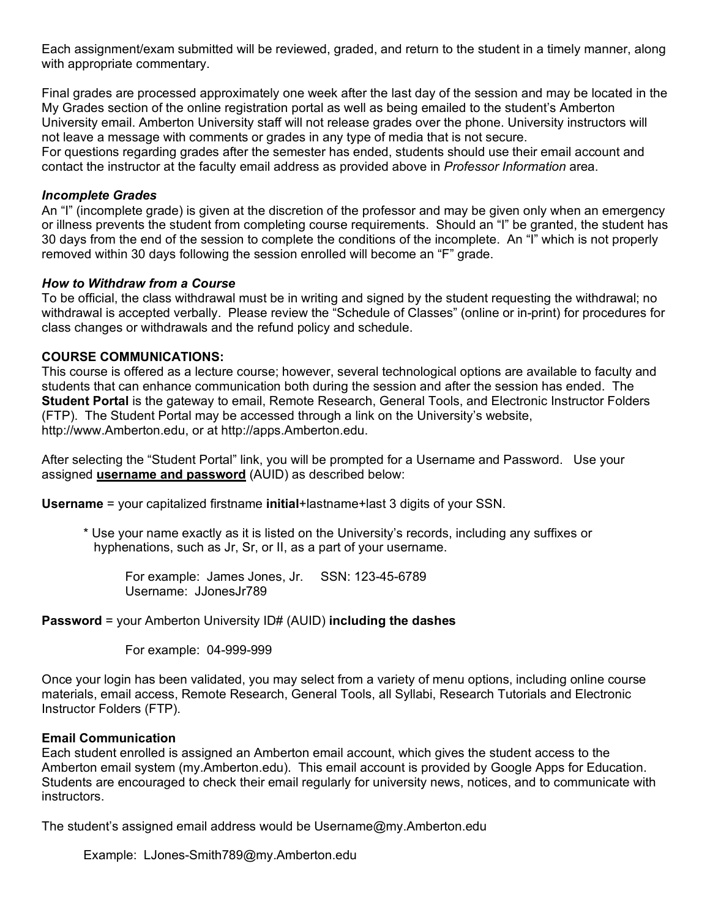Each assignment/exam submitted will be reviewed, graded, and return to the student in a timely manner, along with appropriate commentary.

Final grades are processed approximately one week after the last day of the session and may be located in the My Grades section of the online registration portal as well as being emailed to the student's Amberton University email. Amberton University staff will not release grades over the phone. University instructors will not leave a message with comments or grades in any type of media that is not secure.
For questions regarding grades after the semester has ended, students should use their email account and contact the instructor at the faculty email address as provided above in *Professor Information* area.

### *Incomplete Grades*

An "I" (incomplete grade) is given at the discretion of the professor and may be given only when an emergency or illness prevents the student from completing course requirements. Should an "I" be granted, the student has 30 days from the end of the session to complete the conditions of the incomplete. An "I" which is not properly removed within 30 days following the session enrolled will become an "F" grade.

### *How to Withdraw from a Course*

To be official, the class withdrawal must be in writing and signed by the student requesting the withdrawal; no withdrawal is accepted verbally. Please review the "Schedule of Classes" (online or in-print) for procedures for class changes or withdrawals and the refund policy and schedule.

## COURSE COMMUNICATIONS:

This course is offered as a lecture course; however, several technological options are available to faculty and students that can enhance communication both during the session and after the session has ended. The **Student Portal** is the gateway to email, Remote Research, General Tools, and Electronic Instructor Folders (FTP). The Student Portal may be accessed through a link on the University's website, http://www.Amberton.edu, or at http://apps.Amberton.edu.

After selecting the "Student Portal" link, you will be prompted for a Username and Password. Use your assigned **username and password** (AUID) as described below:

**Username** = your capitalized firstname **initial**+lastname+last 3 digits of your SSN.

> * Use your name exactly as it is listed on the University's records, including any suffixes or hyphenations, such as Jr, Sr, or II, as a part of your username.
>
> For example: James Jones, Jr. SSN: 123-45-6789
> Username: JJonesJr789

**Password** = your Amberton University ID# (AUID) **including the dashes**

> For example: 04-999-999

Once your login has been validated, you may select from a variety of menu options, including online course materials, email access, Remote Research, General Tools, all Syllabi, Research Tutorials and Electronic Instructor Folders (FTP).

### Email Communication

Each student enrolled is assigned an Amberton email account, which gives the student access to the Amberton email system (my.Amberton.edu). This email account is provided by Google Apps for Education. Students are encouraged to check their email regularly for university news, notices, and to communicate with instructors.

The student's assigned email address would be Username@my.Amberton.edu

> Example: LJones-Smith789@my.Amberton.edu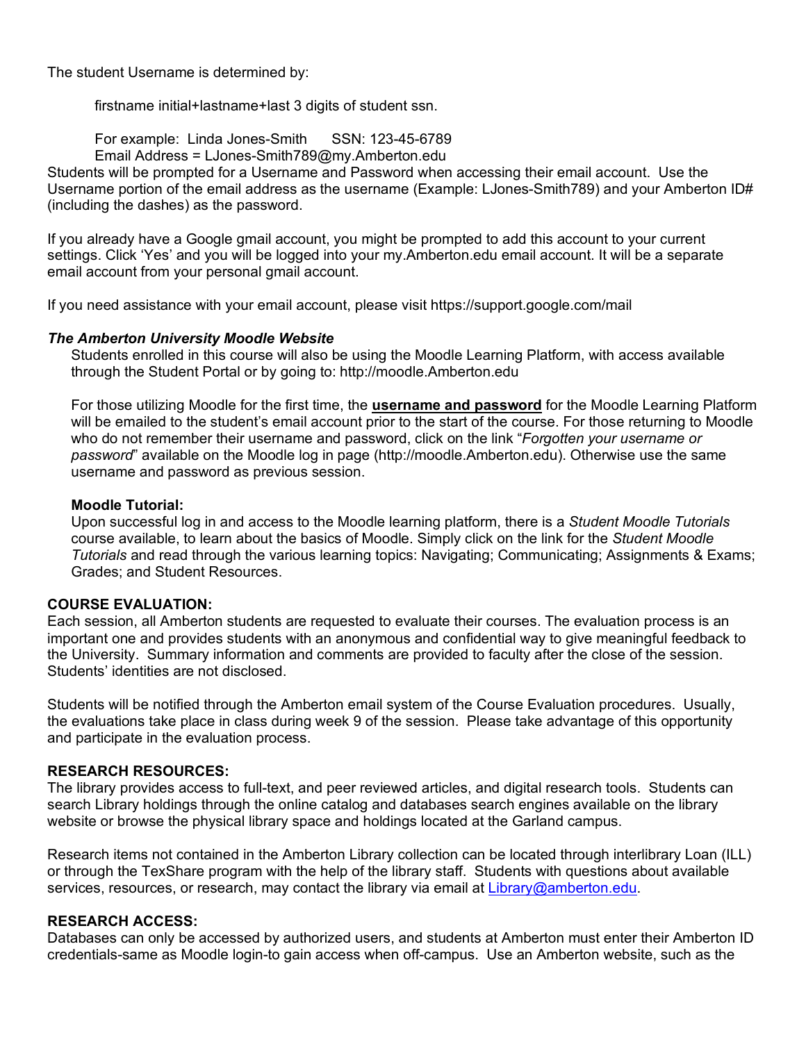The student Username is determined by:

firstname initial+lastname+last 3 digits of student ssn.

For example: Linda Jones-Smith  SSN: 123-45-6789
Email Address = LJones-Smith789@my.Amberton.edu

Students will be prompted for a Username and Password when accessing their email account. Use the Username portion of the email address as the username (Example: LJones-Smith789) and your Amberton ID# (including the dashes) as the password.

If you already have a Google gmail account, you might be prompted to add this account to your current settings. Click 'Yes' and you will be logged into your my.Amberton.edu email account. It will be a separate email account from your personal gmail account.

If you need assistance with your email account, please visit https://support.google.com/mail

***The Amberton University Moodle Website***

Students enrolled in this course will also be using the Moodle Learning Platform, with access available through the Student Portal or by going to: http://moodle.Amberton.edu

For those utilizing Moodle for the first time, the **username and password** for the Moodle Learning Platform will be emailed to the student's email account prior to the start of the course. For those returning to Moodle who do not remember their username and password, click on the link "*Forgotten your username or password*" available on the Moodle log in page (http://moodle.Amberton.edu). Otherwise use the same username and password as previous session.

**Moodle Tutorial:**

Upon successful log in and access to the Moodle learning platform, there is a *Student Moodle Tutorials* course available, to learn about the basics of Moodle. Simply click on the link for the *Student Moodle Tutorials* and read through the various learning topics: Navigating; Communicating; Assignments & Exams; Grades; and Student Resources.

**COURSE EVALUATION:**

Each session, all Amberton students are requested to evaluate their courses. The evaluation process is an important one and provides students with an anonymous and confidential way to give meaningful feedback to the University. Summary information and comments are provided to faculty after the close of the session. Students' identities are not disclosed.

Students will be notified through the Amberton email system of the Course Evaluation procedures. Usually, the evaluations take place in class during week 9 of the session. Please take advantage of this opportunity and participate in the evaluation process.

**RESEARCH RESOURCES:**

The library provides access to full-text, and peer reviewed articles, and digital research tools. Students can search Library holdings through the online catalog and databases search engines available on the library website or browse the physical library space and holdings located at the Garland campus.

Research items not contained in the Amberton Library collection can be located through interlibrary Loan (ILL) or through the TexShare program with the help of the library staff. Students with questions about available services, resources, or research, may contact the library via email at Library@amberton.edu.

**RESEARCH ACCESS:**

Databases can only be accessed by authorized users, and students at Amberton must enter their Amberton ID credentials-same as Moodle login-to gain access when off-campus. Use an Amberton website, such as the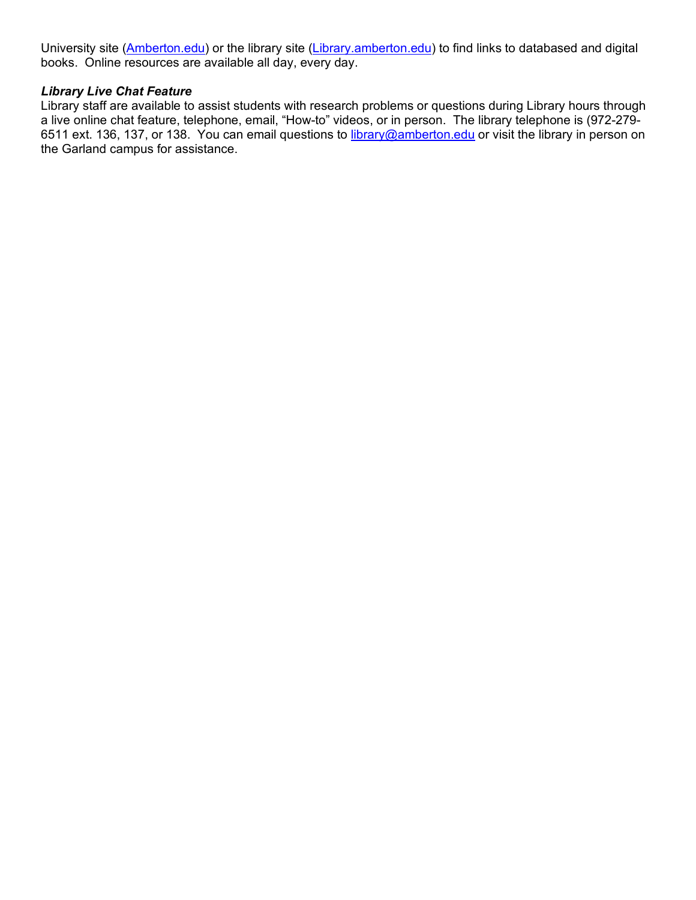University site (Amberton.edu) or the library site (Library.amberton.edu) to find links to databased and digital books. Online resources are available all day, every day.

***Library Live Chat Feature***

Library staff are available to assist students with research problems or questions during Library hours through a live online chat feature, telephone, email, "How-to" videos, or in person. The library telephone is (972-279-6511 ext. 136, 137, or 138. You can email questions to library@amberton.edu or visit the library in person on the Garland campus for assistance.